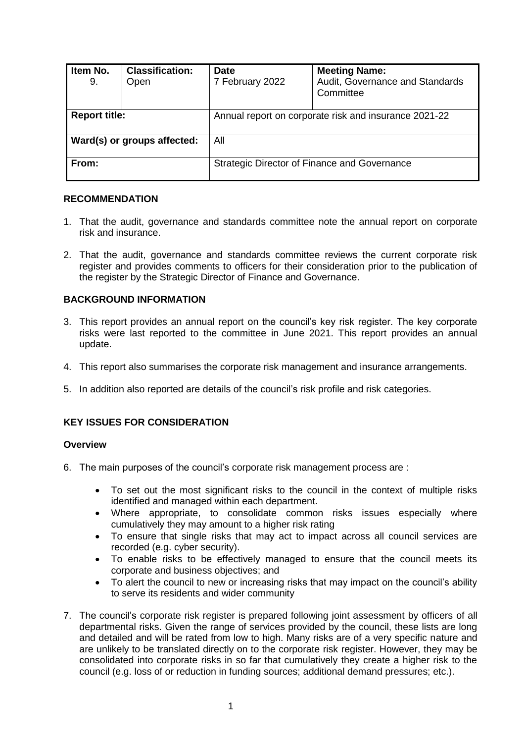| Item No. 9. | Classification: Open | Date 7 February 2022 | Meeting Name: Audit, Governance and Standards Committee |
|---|---|---|---|
| **Report title:** | | Annual report on corporate risk and insurance 2021-22 | |
| **Ward(s) or groups affected:** | | All | |
| **From:** | | Strategic Director of Finance and Governance | |

## RECOMMENDATION

1. That the audit, governance and standards committee note the annual report on corporate risk and insurance.

2. That the audit, governance and standards committee reviews the current corporate risk register and provides comments to officers for their consideration prior to the publication of the register by the Strategic Director of Finance and Governance.

## BACKGROUND INFORMATION

3. This report provides an annual report on the council's key risk register. The key corporate risks were last reported to the committee in June 2021. This report provides an annual update.

4. This report also summarises the corporate risk management and insurance arrangements.

5. In addition also reported are details of the council's risk profile and risk categories.

## KEY ISSUES FOR CONSIDERATION

### Overview

6. The main purposes of the council's corporate risk management process are :

   - To set out the most significant risks to the council in the context of multiple risks identified and managed within each department.
   - Where appropriate, to consolidate common risks issues especially where cumulatively they may amount to a higher risk rating
   - To ensure that single risks that may act to impact across all council services are recorded (e.g. cyber security).
   - To enable risks to be effectively managed to ensure that the council meets its corporate and business objectives; and
   - To alert the council to new or increasing risks that may impact on the council's ability to serve its residents and wider community

7. The council's corporate risk register is prepared following joint assessment by officers of all departmental risks. Given the range of services provided by the council, these lists are long and detailed and will be rated from low to high. Many risks are of a very specific nature and are unlikely to be translated directly on to the corporate risk register. However, they may be consolidated into corporate risks in so far that cumulatively they create a higher risk to the council (e.g. loss of or reduction in funding sources; additional demand pressures; etc.).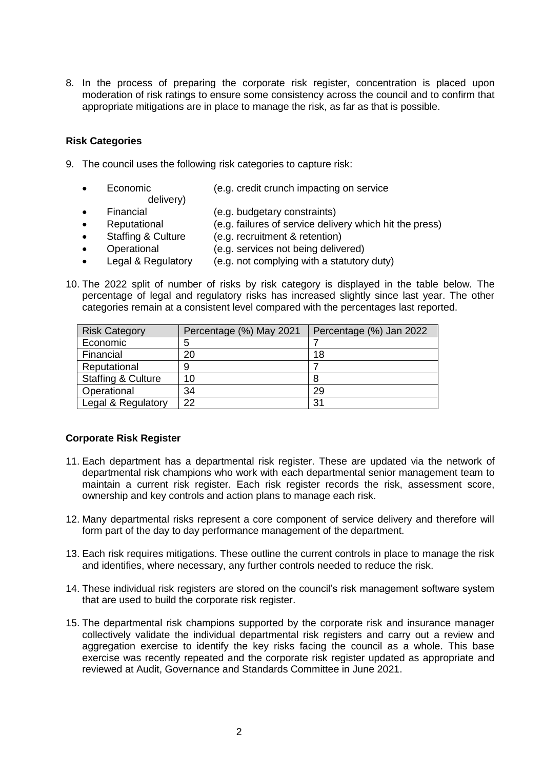8. In the process of preparing the corporate risk register, concentration is placed upon moderation of risk ratings to ensure some consistency across the council and to confirm that appropriate mitigations are in place to manage the risk, as far as that is possible.

### Risk Categories

9. The council uses the following risk categories to capture risk:

   - Economic (e.g. credit crunch impacting on service delivery)
   - Financial (e.g. budgetary constraints)
   - Reputational (e.g. failures of service delivery which hit the press)
   - Staffing & Culture (e.g. recruitment & retention)
   - Operational (e.g. services not being delivered)
   - Legal & Regulatory (e.g. not complying with a statutory duty)

10. The 2022 split of number of risks by risk category is displayed in the table below. The percentage of legal and regulatory risks has increased slightly since last year. The other categories remain at a consistent level compared with the percentages last reported.

| Risk Category | Percentage (%) May 2021 | Percentage (%) Jan 2022 |
|---|---|---|
| Economic | 5 | 7 |
| Financial | 20 | 18 |
| Reputational | 9 | 7 |
| Staffing & Culture | 10 | 8 |
| Operational | 34 | 29 |
| Legal & Regulatory | 22 | 31 |

### Corporate Risk Register

11. Each department has a departmental risk register. These are updated via the network of departmental risk champions who work with each departmental senior management team to maintain a current risk register. Each risk register records the risk, assessment score, ownership and key controls and action plans to manage each risk.

12. Many departmental risks represent a core component of service delivery and therefore will form part of the day to day performance management of the department.

13. Each risk requires mitigations. These outline the current controls in place to manage the risk and identifies, where necessary, any further controls needed to reduce the risk.

14. These individual risk registers are stored on the council's risk management software system that are used to build the corporate risk register.

15. The departmental risk champions supported by the corporate risk and insurance manager collectively validate the individual departmental risk registers and carry out a review and aggregation exercise to identify the key risks facing the council as a whole. This base exercise was recently repeated and the corporate risk register updated as appropriate and reviewed at Audit, Governance and Standards Committee in June 2021.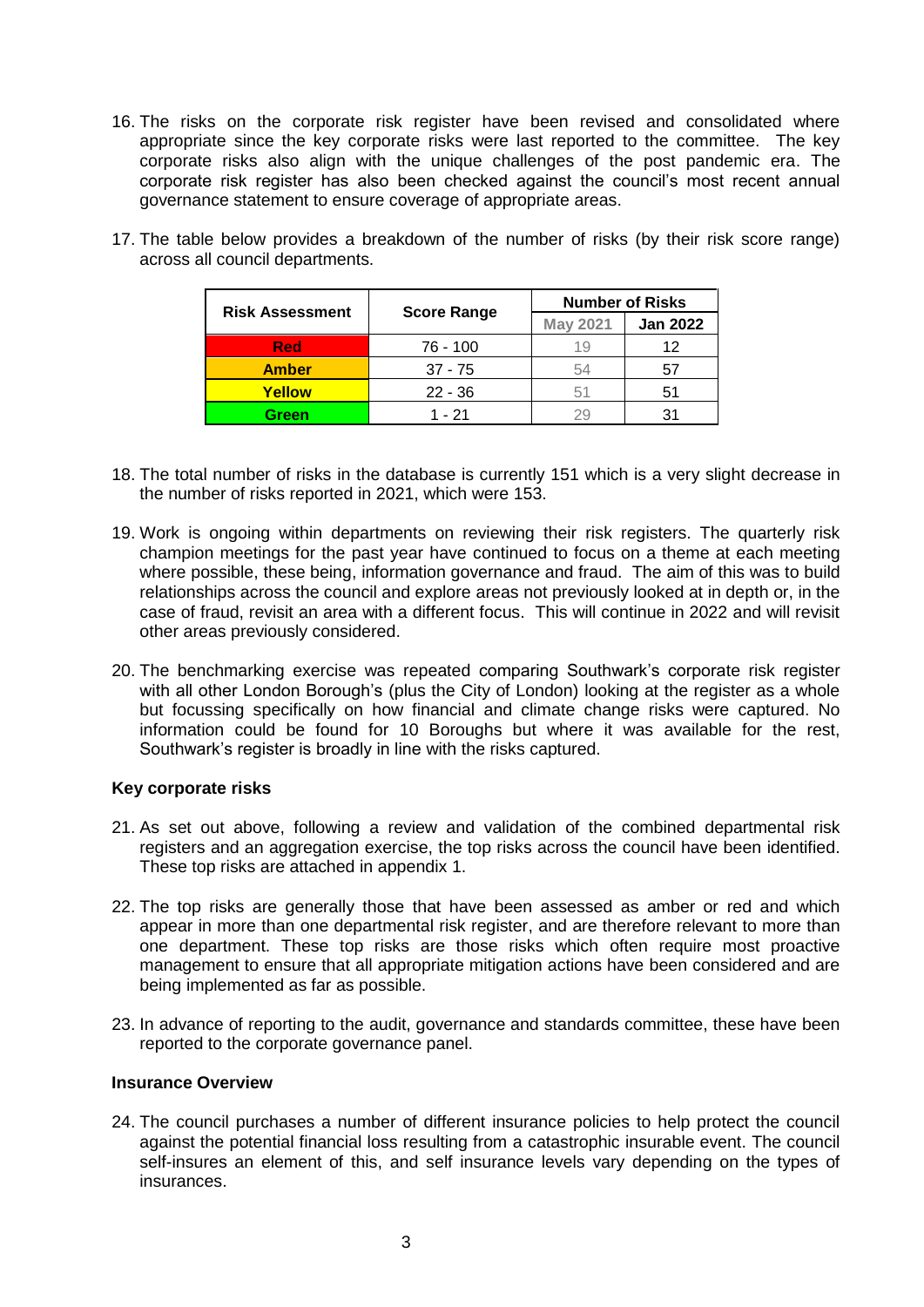16. The risks on the corporate risk register have been revised and consolidated where appropriate since the key corporate risks were last reported to the committee. The key corporate risks also align with the unique challenges of the post pandemic era. The corporate risk register has also been checked against the council's most recent annual governance statement to ensure coverage of appropriate areas.

17. The table below provides a breakdown of the number of risks (by their risk score range) across all council departments.

| Risk Assessment | Score Range | Number of Risks | |
|---|---|---|---|
| | | May 2021 | Jan 2022 |
| Red | 76 - 100 | 19 | 12 |
| Amber | 37 - 75 | 54 | 57 |
| Yellow | 22 - 36 | 51 | 51 |
| Green | 1 - 21 | 29 | 31 |

18. The total number of risks in the database is currently 151 which is a very slight decrease in the number of risks reported in 2021, which were 153.

19. Work is ongoing within departments on reviewing their risk registers. The quarterly risk champion meetings for the past year have continued to focus on a theme at each meeting where possible, these being, information governance and fraud. The aim of this was to build relationships across the council and explore areas not previously looked at in depth or, in the case of fraud, revisit an area with a different focus. This will continue in 2022 and will revisit other areas previously considered.

20. The benchmarking exercise was repeated comparing Southwark's corporate risk register with all other London Borough's (plus the City of London) looking at the register as a whole but focussing specifically on how financial and climate change risks were captured. No information could be found for 10 Boroughs but where it was available for the rest, Southwark's register is broadly in line with the risks captured.

### Key corporate risks

21. As set out above, following a review and validation of the combined departmental risk registers and an aggregation exercise, the top risks across the council have been identified. These top risks are attached in appendix 1.

22. The top risks are generally those that have been assessed as amber or red and which appear in more than one departmental risk register, and are therefore relevant to more than one department. These top risks are those risks which often require most proactive management to ensure that all appropriate mitigation actions have been considered and are being implemented as far as possible.

23. In advance of reporting to the audit, governance and standards committee, these have been reported to the corporate governance panel.

### Insurance Overview

24. The council purchases a number of different insurance policies to help protect the council against the potential financial loss resulting from a catastrophic insurable event. The council self-insures an element of this, and self insurance levels vary depending on the types of insurances.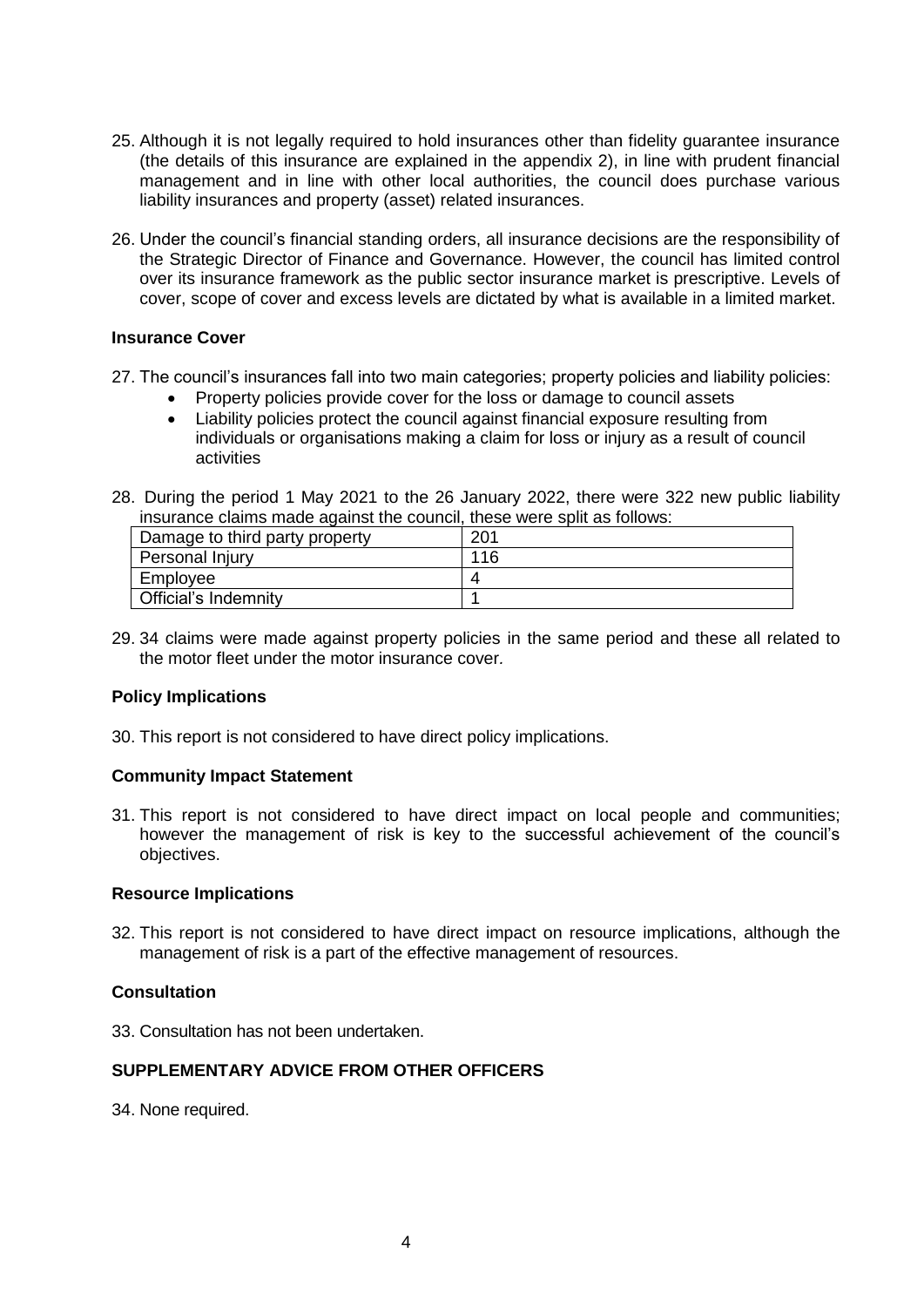25. Although it is not legally required to hold insurances other than fidelity guarantee insurance (the details of this insurance are explained in the appendix 2), in line with prudent financial management and in line with other local authorities, the council does purchase various liability insurances and property (asset) related insurances.

26. Under the council's financial standing orders, all insurance decisions are the responsibility of the Strategic Director of Finance and Governance. However, the council has limited control over its insurance framework as the public sector insurance market is prescriptive. Levels of cover, scope of cover and excess levels are dictated by what is available in a limited market.

**Insurance Cover**

27. The council's insurances fall into two main categories; property policies and liability policies:
    - Property policies provide cover for the loss or damage to council assets
    - Liability policies protect the council against financial exposure resulting from individuals or organisations making a claim for loss or injury as a result of council activities

28. During the period 1 May 2021 to the 26 January 2022, there were 322 new public liability insurance claims made against the council, these were split as follows:

| Damage to third party property | 201 |
|---|---|
| Personal Injury | 116 |
| Employee | 4 |
| Official's Indemnity | 1 |

29. 34 claims were made against property policies in the same period and these all related to the motor fleet under the motor insurance cover.

**Policy Implications**

30. This report is not considered to have direct policy implications.

**Community Impact Statement**

31. This report is not considered to have direct impact on local people and communities; however the management of risk is key to the successful achievement of the council's objectives.

**Resource Implications**

32. This report is not considered to have direct impact on resource implications, although the management of risk is a part of the effective management of resources.

**Consultation**

33. Consultation has not been undertaken.

**SUPPLEMENTARY ADVICE FROM OTHER OFFICERS**

34. None required.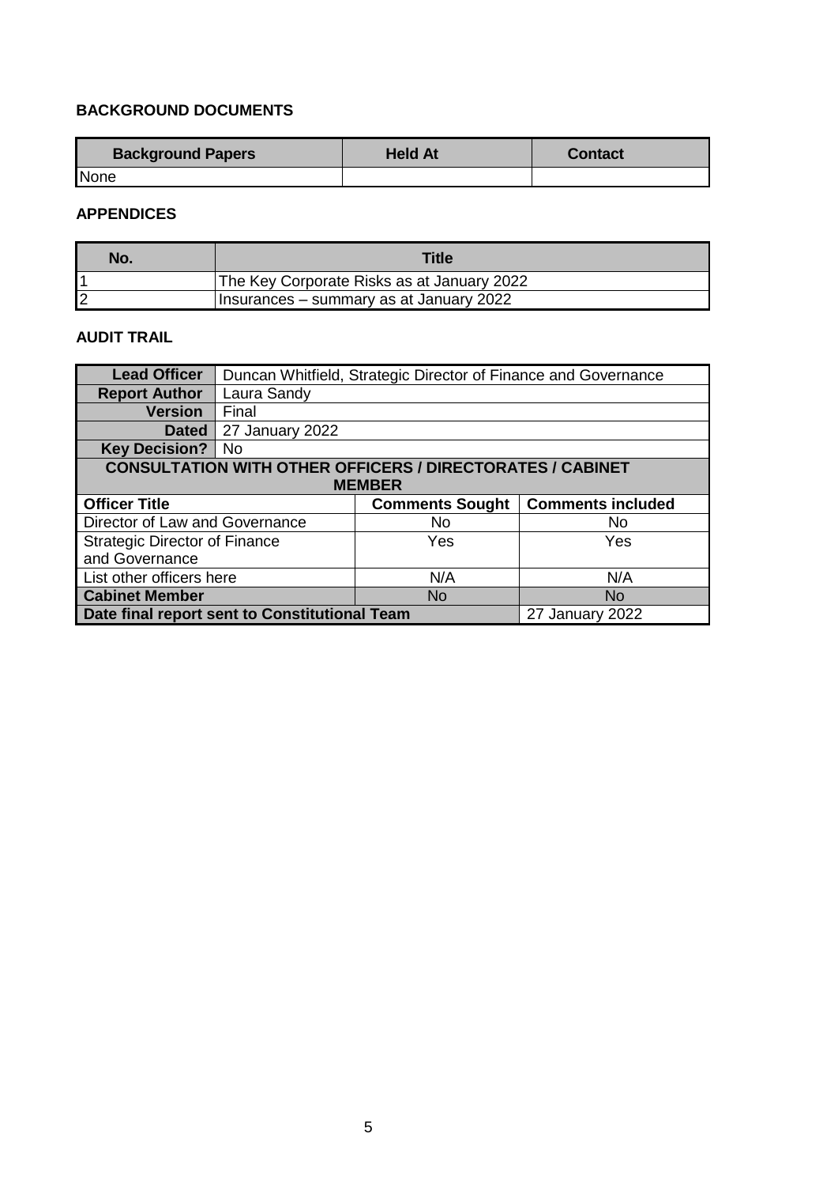## BACKGROUND DOCUMENTS

| Background Papers | Held At | Contact |
|---|---|---|
| None | | |

## APPENDICES

| No. | Title |
|---|---|
| 1 | The Key Corporate Risks as at January 2022 |
| 2 | Insurances – summary as at January 2022 |

## AUDIT TRAIL

| | | | |
|---|---|---|---|
| **Lead Officer** | Duncan Whitfield, Strategic Director of Finance and Governance | | |
| **Report Author** | Laura Sandy | | |
| **Version** | Final | | |
| **Dated** | 27 January 2022 | | |
| **Key Decision?** | No | | |
| **CONSULTATION WITH OTHER OFFICERS / DIRECTORATES / CABINET MEMBER** | | | |
| **Officer Title** | | **Comments Sought** | **Comments included** |
| Director of Law and Governance | | No | No |
| Strategic Director of Finance and Governance | | Yes | Yes |
| List other officers here | | N/A | N/A |
| **Cabinet Member** | | No | No |
| **Date final report sent to Constitutional Team** | | | 27 January 2022 |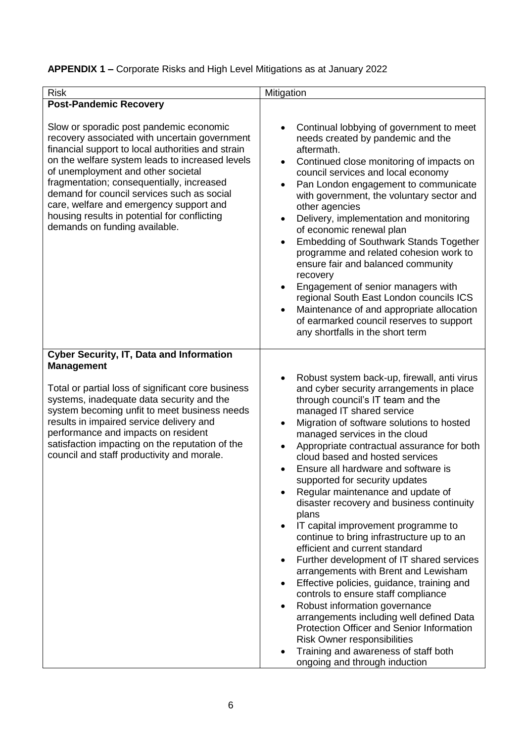**APPENDIX 1 –** Corporate Risks and High Level Mitigations as at January 2022

| Risk | Mitigation |
| --- | --- |
| **Post-Pandemic Recovery**<br><br>Slow or sporadic post pandemic economic recovery associated with uncertain government financial support to local authorities and strain on the welfare system leads to increased levels of unemployment and other societal fragmentation; consequentially, increased demand for council services such as social care, welfare and emergency support and housing results in potential for conflicting demands on funding available. | • Continual lobbying of government to meet needs created by pandemic and the aftermath.<br>• Continued close monitoring of impacts on council services and local economy<br>• Pan London engagement to communicate with government, the voluntary sector and other agencies<br>• Delivery, implementation and monitoring of economic renewal plan<br>• Embedding of Southwark Stands Together programme and related cohesion work to ensure fair and balanced community recovery<br>• Engagement of senior managers with regional South East London councils ICS<br>• Maintenance of and appropriate allocation of earmarked council reserves to support any shortfalls in the short term |
| **Cyber Security, IT, Data and Information Management**<br><br>Total or partial loss of significant core business systems, inadequate data security and the system becoming unfit to meet business needs results in impaired service delivery and performance and impacts on resident satisfaction impacting on the reputation of the council and staff productivity and morale. | • Robust system back-up, firewall, anti virus and cyber security arrangements in place through council's IT team and the managed IT shared service<br>• Migration of software solutions to hosted managed services in the cloud<br>• Appropriate contractual assurance for both cloud based and hosted services<br>• Ensure all hardware and software is supported for security updates<br>• Regular maintenance and update of disaster recovery and business continuity plans<br>• IT capital improvement programme to continue to bring infrastructure up to an efficient and current standard<br>• Further development of IT shared services arrangements with Brent and Lewisham<br>• Effective policies, guidance, training and controls to ensure staff compliance<br>• Robust information governance arrangements including well defined Data Protection Officer and Senior Information Risk Owner responsibilities<br>• Training and awareness of staff both ongoing and through induction |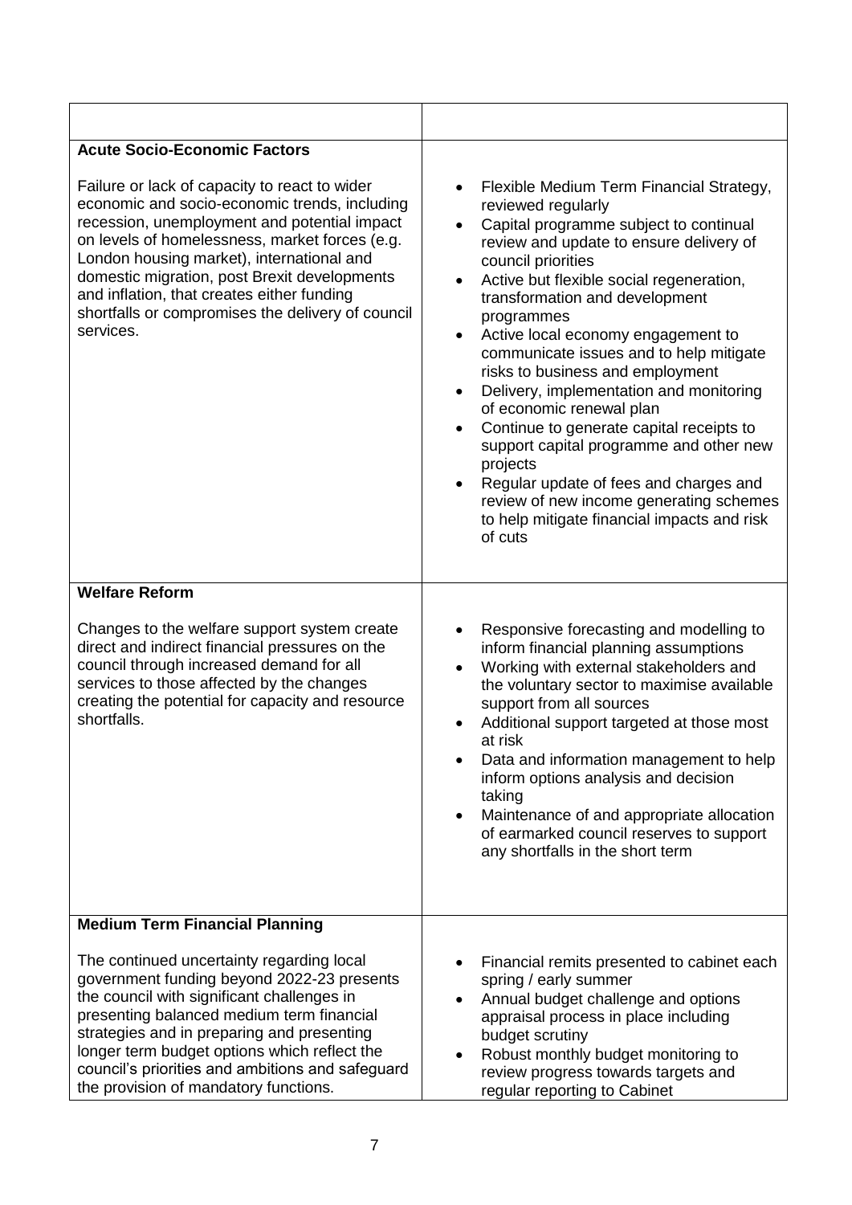| | |
|---|---|
| **Acute Socio-Economic Factors**<br><br>Failure or lack of capacity to react to wider economic and socio-economic trends, including recession, unemployment and potential impact on levels of homelessness, market forces (e.g. London housing market), international and domestic migration, post Brexit developments and inflation, that creates either funding shortfalls or compromises the delivery of council services. | • Flexible Medium Term Financial Strategy, reviewed regularly<br>• Capital programme subject to continual review and update to ensure delivery of council priorities<br>• Active but flexible social regeneration, transformation and development programmes<br>• Active local economy engagement to communicate issues and to help mitigate risks to business and employment<br>• Delivery, implementation and monitoring of economic renewal plan<br>• Continue to generate capital receipts to support capital programme and other new projects<br>• Regular update of fees and charges and review of new income generating schemes to help mitigate financial impacts and risk of cuts |
| **Welfare Reform**<br><br>Changes to the welfare support system create direct and indirect financial pressures on the council through increased demand for all services to those affected by the changes creating the potential for capacity and resource shortfalls. | • Responsive forecasting and modelling to inform financial planning assumptions<br>• Working with external stakeholders and the voluntary sector to maximise available support from all sources<br>• Additional support targeted at those most at risk<br>• Data and information management to help inform options analysis and decision taking<br>• Maintenance of and appropriate allocation of earmarked council reserves to support any shortfalls in the short term |
| **Medium Term Financial Planning**<br><br>The continued uncertainty regarding local government funding beyond 2022-23 presents the council with significant challenges in presenting balanced medium term financial strategies and in preparing and presenting longer term budget options which reflect the council's priorities and ambitions and safeguard the provision of mandatory functions. | • Financial remits presented to cabinet each spring / early summer<br>• Annual budget challenge and options appraisal process in place including budget scrutiny<br>• Robust monthly budget monitoring to review progress towards targets and regular reporting to Cabinet |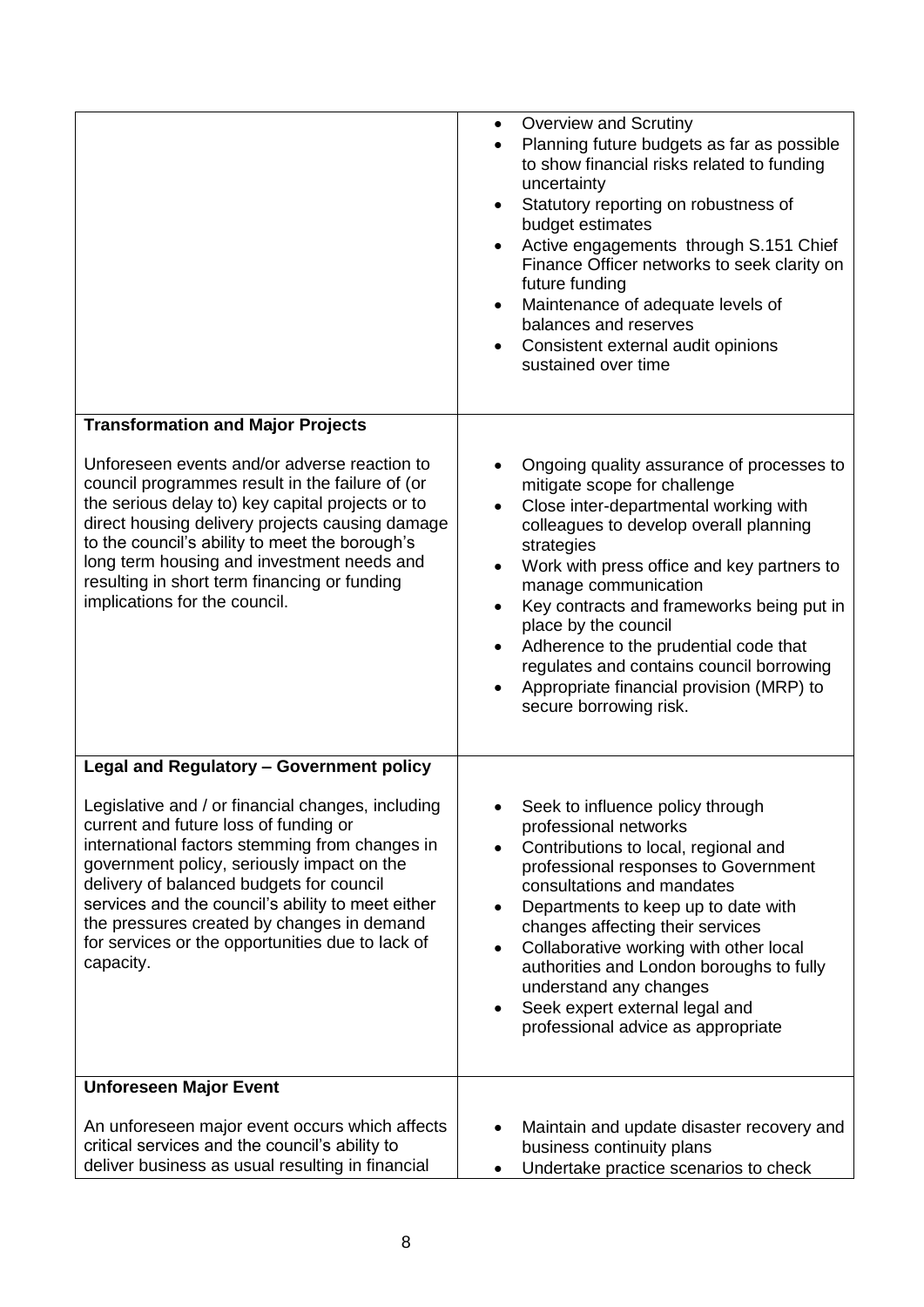| | |
|---|---|
| | • Overview and Scrutiny<br>• Planning future budgets as far as possible to show financial risks related to funding uncertainty<br>• Statutory reporting on robustness of budget estimates<br>• Active engagements through S.151 Chief Finance Officer networks to seek clarity on future funding<br>• Maintenance of adequate levels of balances and reserves<br>• Consistent external audit opinions sustained over time |
| **Transformation and Major Projects**<br><br>Unforeseen events and/or adverse reaction to council programmes result in the failure of (or the serious delay to) key capital projects or to direct housing delivery projects causing damage to the council's ability to meet the borough's long term housing and investment needs and resulting in short term financing or funding implications for the council. | • Ongoing quality assurance of processes to mitigate scope for challenge<br>• Close inter-departmental working with colleagues to develop overall planning strategies<br>• Work with press office and key partners to manage communication<br>• Key contracts and frameworks being put in place by the council<br>• Adherence to the prudential code that regulates and contains council borrowing<br>• Appropriate financial provision (MRP) to secure borrowing risk. |
| **Legal and Regulatory – Government policy**<br><br>Legislative and / or financial changes, including current and future loss of funding or international factors stemming from changes in government policy, seriously impact on the delivery of balanced budgets for council services and the council's ability to meet either the pressures created by changes in demand for services or the opportunities due to lack of capacity. | • Seek to influence policy through professional networks<br>• Contributions to local, regional and professional responses to Government consultations and mandates<br>• Departments to keep up to date with changes affecting their services<br>• Collaborative working with other local authorities and London boroughs to fully understand any changes<br>• Seek expert external legal and professional advice as appropriate |
| **Unforeseen Major Event**<br><br>An unforeseen major event occurs which affects critical services and the council's ability to deliver business as usual resulting in financial | • Maintain and update disaster recovery and business continuity plans<br>• Undertake practice scenarios to check |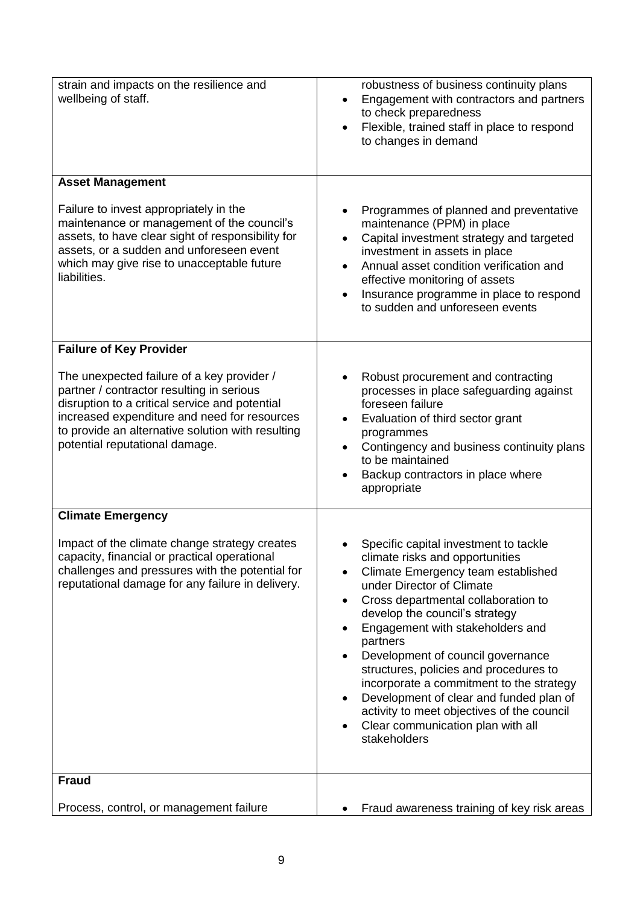| | |
|---|---|
| strain and impacts on the resilience and wellbeing of staff. | robustness of business continuity plans<br>• Engagement with contractors and partners to check preparedness<br>• Flexible, trained staff in place to respond to changes in demand |
| **Asset Management**<br><br>Failure to invest appropriately in the maintenance or management of the council's assets, to have clear sight of responsibility for assets, or a sudden and unforeseen event which may give rise to unacceptable future liabilities. | • Programmes of planned and preventative maintenance (PPM) in place<br>• Capital investment strategy and targeted investment in assets in place<br>• Annual asset condition verification and effective monitoring of assets<br>• Insurance programme in place to respond to sudden and unforeseen events |
| **Failure of Key Provider**<br><br>The unexpected failure of a key provider / partner / contractor resulting in serious disruption to a critical service and potential increased expenditure and need for resources to provide an alternative solution with resulting potential reputational damage. | • Robust procurement and contracting processes in place safeguarding against foreseen failure<br>• Evaluation of third sector grant programmes<br>• Contingency and business continuity plans to be maintained<br>• Backup contractors in place where appropriate |
| **Climate Emergency**<br><br>Impact of the climate change strategy creates capacity, financial or practical operational challenges and pressures with the potential for reputational damage for any failure in delivery. | • Specific capital investment to tackle climate risks and opportunities<br>• Climate Emergency team established under Director of Climate<br>• Cross departmental collaboration to develop the council's strategy<br>• Engagement with stakeholders and partners<br>• Development of council governance structures, policies and procedures to incorporate a commitment to the strategy<br>• Development of clear and funded plan of activity to meet objectives of the council<br>• Clear communication plan with all stakeholders |
| **Fraud**<br><br>Process, control, or management failure | • Fraud awareness training of key risk areas |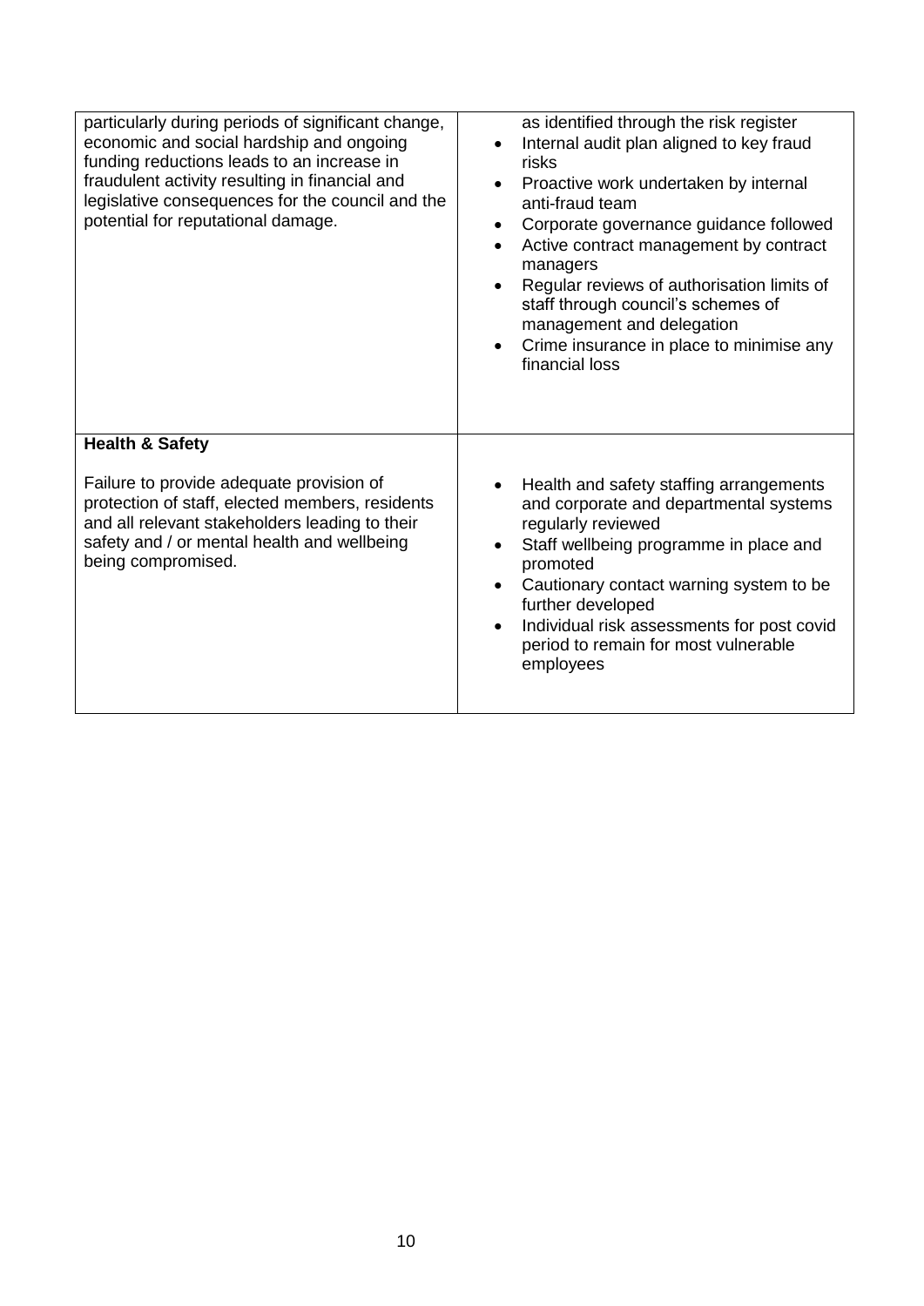| | |
|---|---|
| particularly during periods of significant change, economic and social hardship and ongoing funding reductions leads to an increase in fraudulent activity resulting in financial and legislative consequences for the council and the potential for reputational damage. | as identified through the risk register<br>• Internal audit plan aligned to key fraud risks<br>• Proactive work undertaken by internal anti-fraud team<br>• Corporate governance guidance followed<br>• Active contract management by contract managers<br>• Regular reviews of authorisation limits of staff through council's schemes of management and delegation<br>• Crime insurance in place to minimise any financial loss |
| **Health & Safety**<br><br>Failure to provide adequate provision of protection of staff, elected members, residents and all relevant stakeholders leading to their safety and / or mental health and wellbeing being compromised. | • Health and safety staffing arrangements and corporate and departmental systems regularly reviewed<br>• Staff wellbeing programme in place and promoted<br>• Cautionary contact warning system to be further developed<br>• Individual risk assessments for post covid period to remain for most vulnerable employees |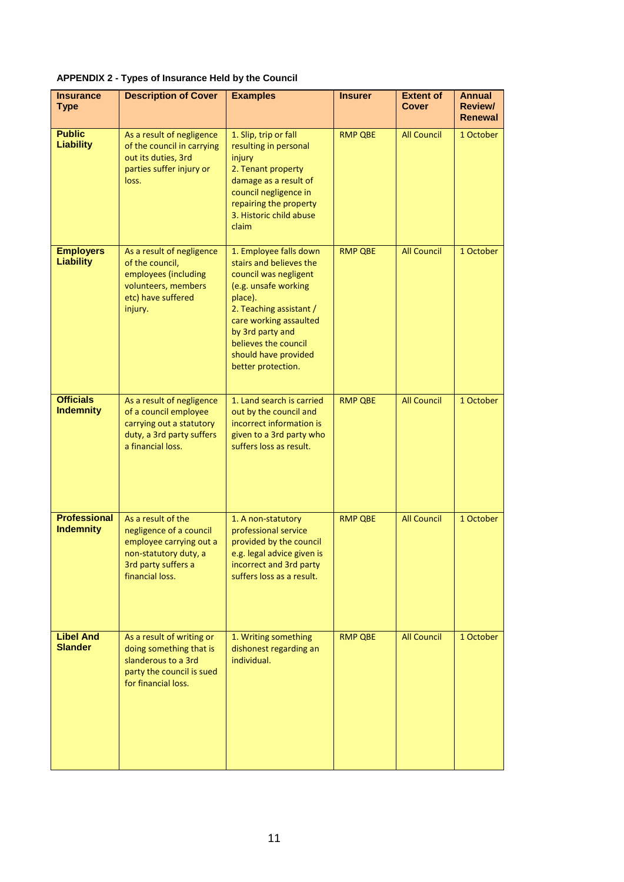**APPENDIX 2 - Types of Insurance Held by the Council**

| Insurance Type | Description of Cover | Examples | Insurer | Extent of Cover | Annual Review/ Renewal |
|---|---|---|---|---|---|
| **Public Liability** | As a result of negligence of the council in carrying out its duties, 3rd parties suffer injury or loss. | 1. Slip, trip or fall resulting in personal injury<br>2. Tenant property damage as a result of council negligence in repairing the property<br>3. Historic child abuse claim | RMP QBE | All Council | 1 October |
| **Employers Liability** | As a result of negligence of the council, employees (including volunteers, members etc) have suffered injury. | 1. Employee falls down stairs and believes the council was negligent (e.g. unsafe working place).<br>2. Teaching assistant / care working assaulted by 3rd party and believes the council should have provided better protection. | RMP QBE | All Council | 1 October |
| **Officials Indemnity** | As a result of negligence of a council employee carrying out a statutory duty, a 3rd party suffers a financial loss. | 1. Land search is carried out by the council and incorrect information is given to a 3rd party who suffers loss as result. | RMP QBE | All Council | 1 October |
| **Professional Indemnity** | As a result of the negligence of a council employee carrying out a non-statutory duty, a 3rd party suffers a financial loss. | 1. A non-statutory professional service provided by the council e.g. legal advice given is incorrect and 3rd party suffers loss as a result. | RMP QBE | All Council | 1 October |
| **Libel And Slander** | As a result of writing or doing something that is slanderous to a 3rd party the council is sued for financial loss. | 1. Writing something dishonest regarding an individual. | RMP QBE | All Council | 1 October |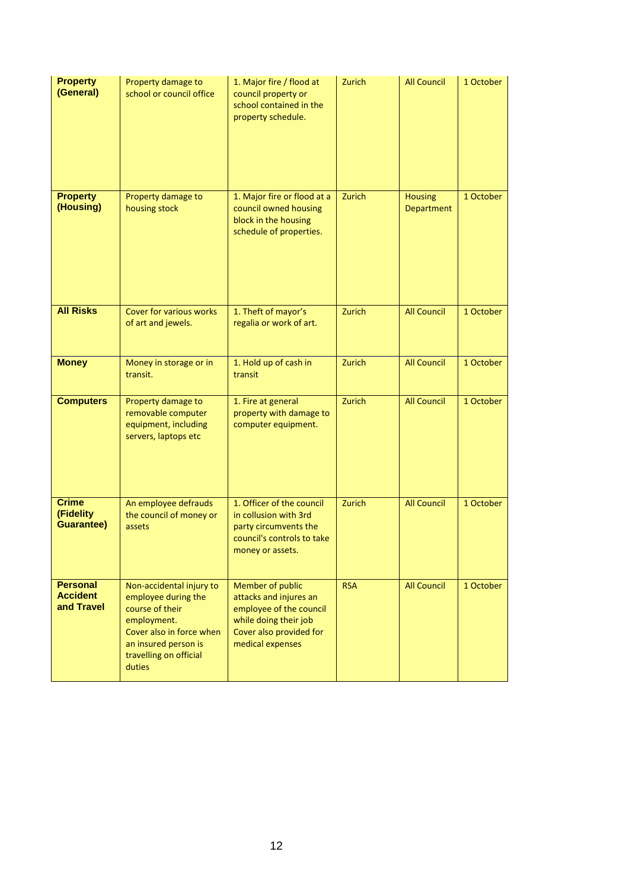| | | | | | |
|---|---|---|---|---|---|
| **Property (General)** | Property damage to school or council office | 1. Major fire / flood at council property or school contained in the property schedule. | Zurich | All Council | 1 October |
| **Property (Housing)** | Property damage to housing stock | 1. Major fire or flood at a council owned housing block in the housing schedule of properties. | Zurich | Housing Department | 1 October |
| **All Risks** | Cover for various works of art and jewels. | 1. Theft of mayor's regalia or work of art. | Zurich | All Council | 1 October |
| **Money** | Money in storage or in transit. | 1. Hold up of cash in transit | Zurich | All Council | 1 October |
| **Computers** | Property damage to removable computer equipment, including servers, laptops etc | 1. Fire at general property with damage to computer equipment. | Zurich | All Council | 1 October |
| **Crime (Fidelity Guarantee)** | An employee defrauds the council of money or assets | 1. Officer of the council in collusion with 3rd party circumvents the council's controls to take money or assets. | Zurich | All Council | 1 October |
| **Personal Accident and Travel** | Non-accidental injury to employee during the course of their employment. Cover also in force when an insured person is travelling on official duties | Member of public attacks and injures an employee of the council while doing their job Cover also provided for medical expenses | RSA | All Council | 1 October |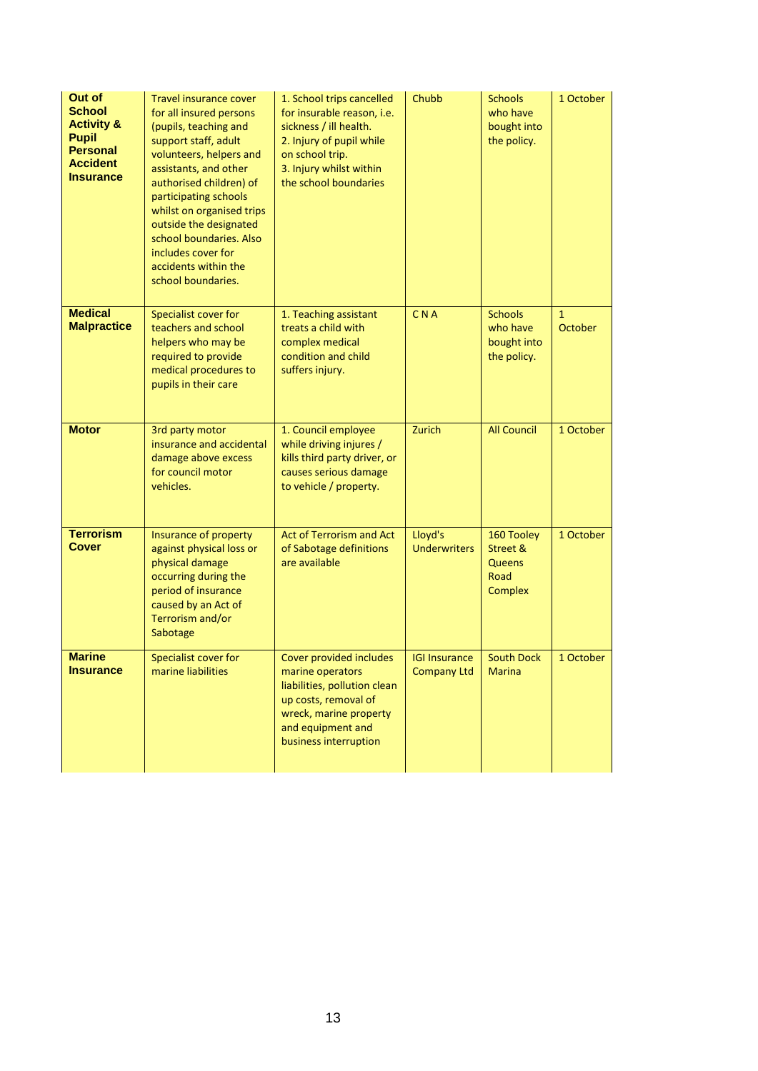| | | | | | |
|---|---|---|---|---|---|
| **Out of School Activity & Pupil Personal Accident Insurance** | Travel insurance cover for all insured persons (pupils, teaching and support staff, adult volunteers, helpers and assistants, and other authorised children) of participating schools whilst on organised trips outside the designated school boundaries. Also includes cover for accidents within the school boundaries. | 1. School trips cancelled for insurable reason, i.e. sickness / ill health. 2. Injury of pupil while on school trip. 3. Injury whilst within the school boundaries | Chubb | Schools who have bought into the policy. | 1 October |
| **Medical Malpractice** | Specialist cover for teachers and school helpers who may be required to provide medical procedures to pupils in their care | 1. Teaching assistant treats a child with complex medical condition and child suffers injury. | C N A | Schools who have bought into the policy. | 1 October |
| **Motor** | 3rd party motor insurance and accidental damage above excess for council motor vehicles. | 1. Council employee while driving injures / kills third party driver, or causes serious damage to vehicle / property. | Zurich | All Council | 1 October |
| **Terrorism Cover** | Insurance of property against physical loss or physical damage occurring during the period of insurance caused by an Act of Terrorism and/or Sabotage | Act of Terrorism and Act of Sabotage definitions are available | Lloyd's Underwriters | 160 Tooley Street & Queens Road Complex | 1 October |
| **Marine Insurance** | Specialist cover for marine liabilities | Cover provided includes marine operators liabilities, pollution clean up costs, removal of wreck, marine property and equipment and business interruption | IGI Insurance Company Ltd | South Dock Marina | 1 October |